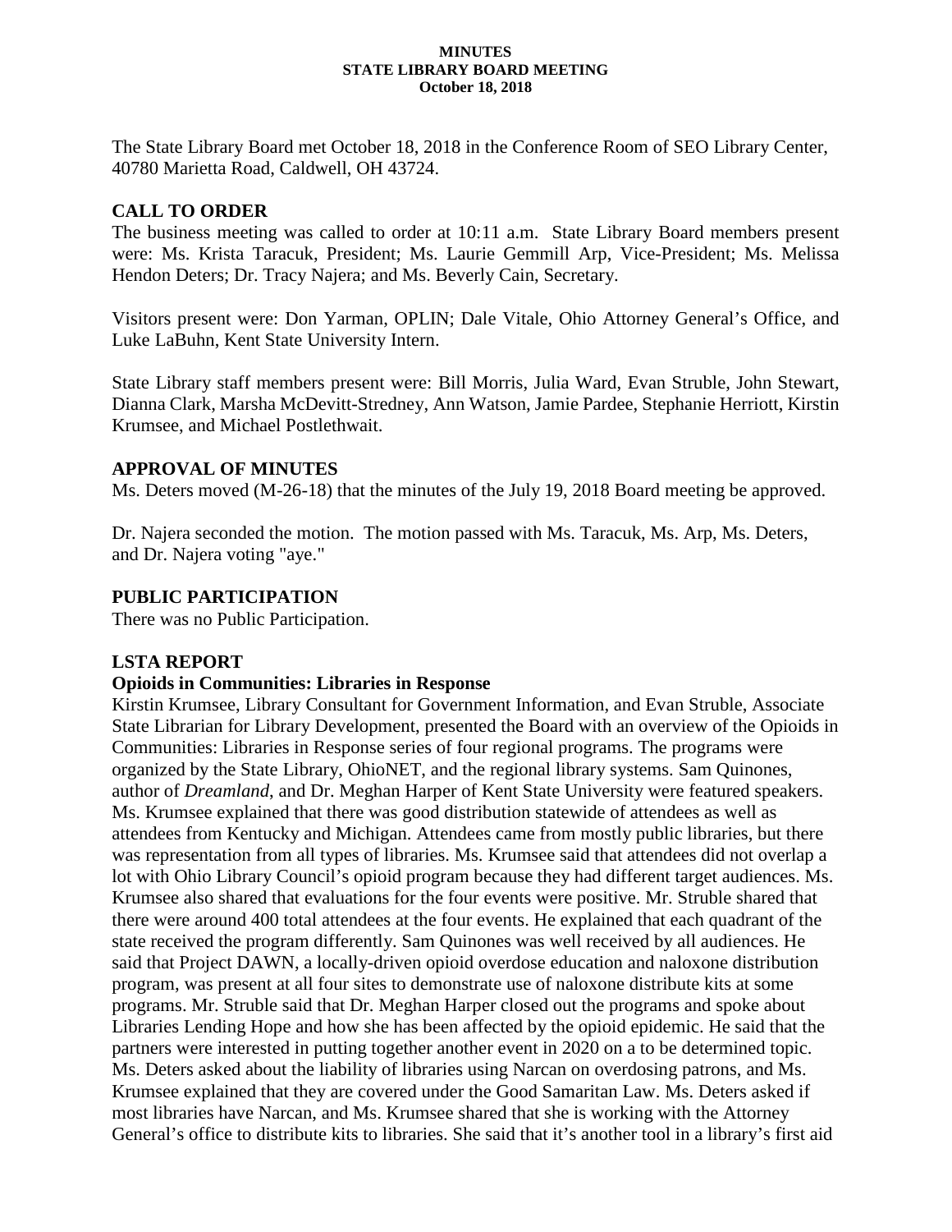# MINUTES
## STATE LIBRARY BOARD MEETING
### October 18, 2018

The State Library Board met October 18, 2018 in the Conference Room of SEO Library Center, 40780 Marietta Road, Caldwell, OH 43724.

## CALL TO ORDER

The business meeting was called to order at 10:11 a.m. State Library Board members present were: Ms. Krista Taracuk, President; Ms. Laurie Gemmill Arp, Vice-President; Ms. Melissa Hendon Deters; Dr. Tracy Najera; and Ms. Beverly Cain, Secretary.

Visitors present were: Don Yarman, OPLIN; Dale Vitale, Ohio Attorney General's Office, and Luke LaBuhn, Kent State University Intern.

State Library staff members present were: Bill Morris, Julia Ward, Evan Struble, John Stewart, Dianna Clark, Marsha McDevitt-Stredney, Ann Watson, Jamie Pardee, Stephanie Herriott, Kirstin Krumsee, and Michael Postlethwait.

## APPROVAL OF MINUTES

Ms. Deters moved (M-26-18) that the minutes of the July 19, 2018 Board meeting be approved.

Dr. Najera seconded the motion. The motion passed with Ms. Taracuk, Ms. Arp, Ms. Deters, and Dr. Najera voting "aye."

## PUBLIC PARTICIPATION

There was no Public Participation.

## LSTA REPORT

### Opioids in Communities: Libraries in Response

Kirstin Krumsee, Library Consultant for Government Information, and Evan Struble, Associate State Librarian for Library Development, presented the Board with an overview of the Opioids in Communities: Libraries in Response series of four regional programs. The programs were organized by the State Library, OhioNET, and the regional library systems. Sam Quinones, author of *Dreamland*, and Dr. Meghan Harper of Kent State University were featured speakers. Ms. Krumsee explained that there was good distribution statewide of attendees as well as attendees from Kentucky and Michigan. Attendees came from mostly public libraries, but there was representation from all types of libraries. Ms. Krumsee said that attendees did not overlap a lot with Ohio Library Council's opioid program because they had different target audiences. Ms. Krumsee also shared that evaluations for the four events were positive. Mr. Struble shared that there were around 400 total attendees at the four events. He explained that each quadrant of the state received the program differently. Sam Quinones was well received by all audiences. He said that Project DAWN, a locally-driven opioid overdose education and naloxone distribution program, was present at all four sites to demonstrate use of naloxone distribute kits at some programs. Mr. Struble said that Dr. Meghan Harper closed out the programs and spoke about Libraries Lending Hope and how she has been affected by the opioid epidemic. He said that the partners were interested in putting together another event in 2020 on a to be determined topic. Ms. Deters asked about the liability of libraries using Narcan on overdosing patrons, and Ms. Krumsee explained that they are covered under the Good Samaritan Law. Ms. Deters asked if most libraries have Narcan, and Ms. Krumsee shared that she is working with the Attorney General's office to distribute kits to libraries. She said that it's another tool in a library's first aid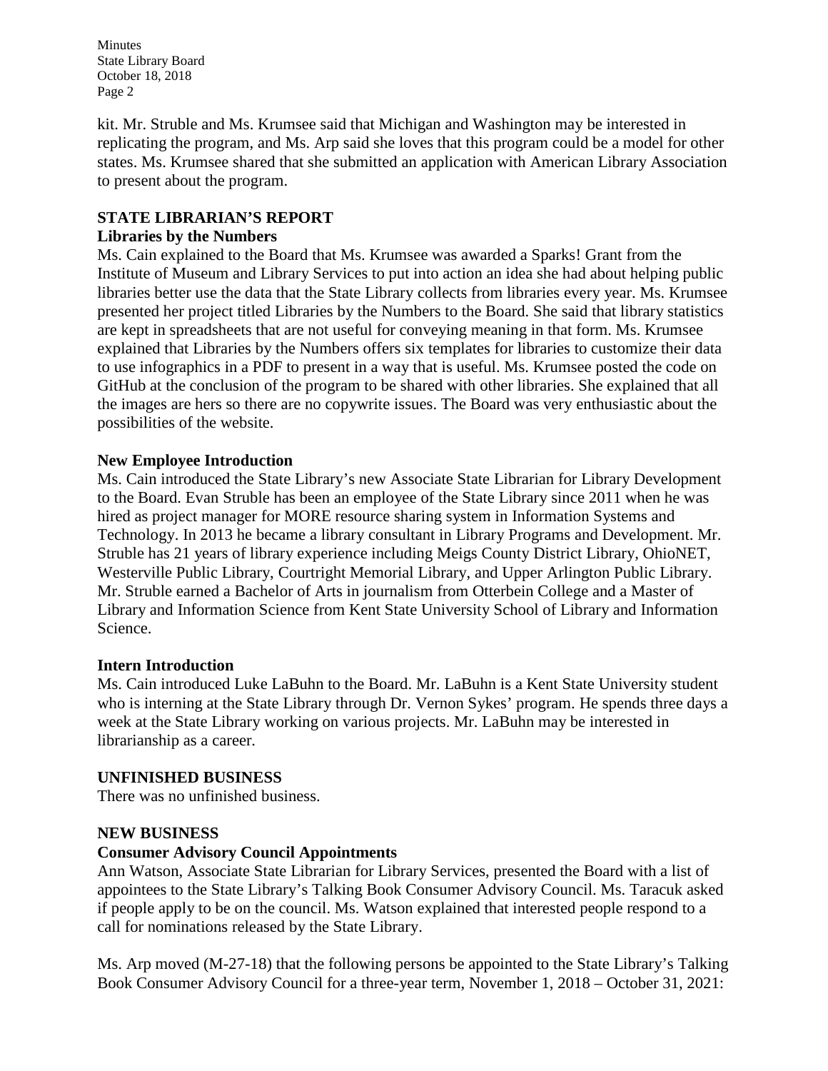kit. Mr. Struble and Ms. Krumsee said that Michigan and Washington may be interested in replicating the program, and Ms. Arp said she loves that this program could be a model for other states. Ms. Krumsee shared that she submitted an application with American Library Association to present about the program.

## STATE LIBRARIAN'S REPORT

### Libraries by the Numbers

Ms. Cain explained to the Board that Ms. Krumsee was awarded a Sparks! Grant from the Institute of Museum and Library Services to put into action an idea she had about helping public libraries better use the data that the State Library collects from libraries every year. Ms. Krumsee presented her project titled Libraries by the Numbers to the Board. She said that library statistics are kept in spreadsheets that are not useful for conveying meaning in that form. Ms. Krumsee explained that Libraries by the Numbers offers six templates for libraries to customize their data to use infographics in a PDF to present in a way that is useful. Ms. Krumsee posted the code on GitHub at the conclusion of the program to be shared with other libraries. She explained that all the images are hers so there are no copywrite issues. The Board was very enthusiastic about the possibilities of the website.

### New Employee Introduction

Ms. Cain introduced the State Library's new Associate State Librarian for Library Development to the Board. Evan Struble has been an employee of the State Library since 2011 when he was hired as project manager for MORE resource sharing system in Information Systems and Technology. In 2013 he became a library consultant in Library Programs and Development. Mr. Struble has 21 years of library experience including Meigs County District Library, OhioNET, Westerville Public Library, Courtright Memorial Library, and Upper Arlington Public Library. Mr. Struble earned a Bachelor of Arts in journalism from Otterbein College and a Master of Library and Information Science from Kent State University School of Library and Information Science.

### Intern Introduction

Ms. Cain introduced Luke LaBuhn to the Board. Mr. LaBuhn is a Kent State University student who is interning at the State Library through Dr. Vernon Sykes' program. He spends three days a week at the State Library working on various projects. Mr. LaBuhn may be interested in librarianship as a career.

## UNFINISHED BUSINESS

There was no unfinished business.

## NEW BUSINESS

### Consumer Advisory Council Appointments

Ann Watson, Associate State Librarian for Library Services, presented the Board with a list of appointees to the State Library's Talking Book Consumer Advisory Council. Ms. Taracuk asked if people apply to be on the council. Ms. Watson explained that interested people respond to a call for nominations released by the State Library.

Ms. Arp moved (M-27-18) that the following persons be appointed to the State Library's Talking Book Consumer Advisory Council for a three-year term, November 1, 2018 – October 31, 2021: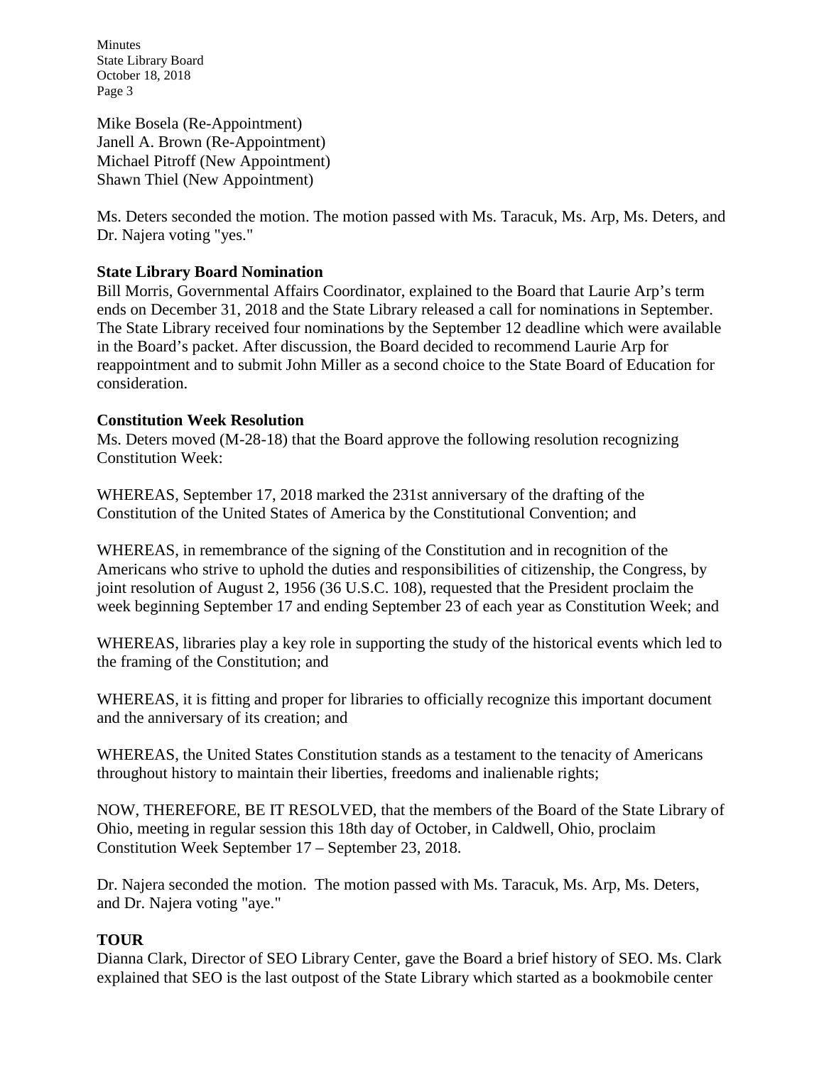Mike Bosela (Re-Appointment)
Janell A. Brown (Re-Appointment)
Michael Pitroff (New Appointment)
Shawn Thiel (New Appointment)

Ms. Deters seconded the motion. The motion passed with Ms. Taracuk, Ms. Arp, Ms. Deters, and Dr. Najera voting "yes."

**State Library Board Nomination**
Bill Morris, Governmental Affairs Coordinator, explained to the Board that Laurie Arp's term ends on December 31, 2018 and the State Library released a call for nominations in September. The State Library received four nominations by the September 12 deadline which were available in the Board's packet. After discussion, the Board decided to recommend Laurie Arp for reappointment and to submit John Miller as a second choice to the State Board of Education for consideration.

**Constitution Week Resolution**
Ms. Deters moved (M-28-18) that the Board approve the following resolution recognizing Constitution Week:

WHEREAS, September 17, 2018 marked the 231st anniversary of the drafting of the Constitution of the United States of America by the Constitutional Convention; and

WHEREAS, in remembrance of the signing of the Constitution and in recognition of the Americans who strive to uphold the duties and responsibilities of citizenship, the Congress, by joint resolution of August 2, 1956 (36 U.S.C. 108), requested that the President proclaim the week beginning September 17 and ending September 23 of each year as Constitution Week; and

WHEREAS, libraries play a key role in supporting the study of the historical events which led to the framing of the Constitution; and

WHEREAS, it is fitting and proper for libraries to officially recognize this important document and the anniversary of its creation; and

WHEREAS, the United States Constitution stands as a testament to the tenacity of Americans throughout history to maintain their liberties, freedoms and inalienable rights;

NOW, THEREFORE, BE IT RESOLVED, that the members of the Board of the State Library of Ohio, meeting in regular session this 18th day of October, in Caldwell, Ohio, proclaim Constitution Week September 17 – September 23, 2018.

Dr. Najera seconded the motion. The motion passed with Ms. Taracuk, Ms. Arp, Ms. Deters, and Dr. Najera voting "aye."

**TOUR**
Dianna Clark, Director of SEO Library Center, gave the Board a brief history of SEO. Ms. Clark explained that SEO is the last outpost of the State Library which started as a bookmobile center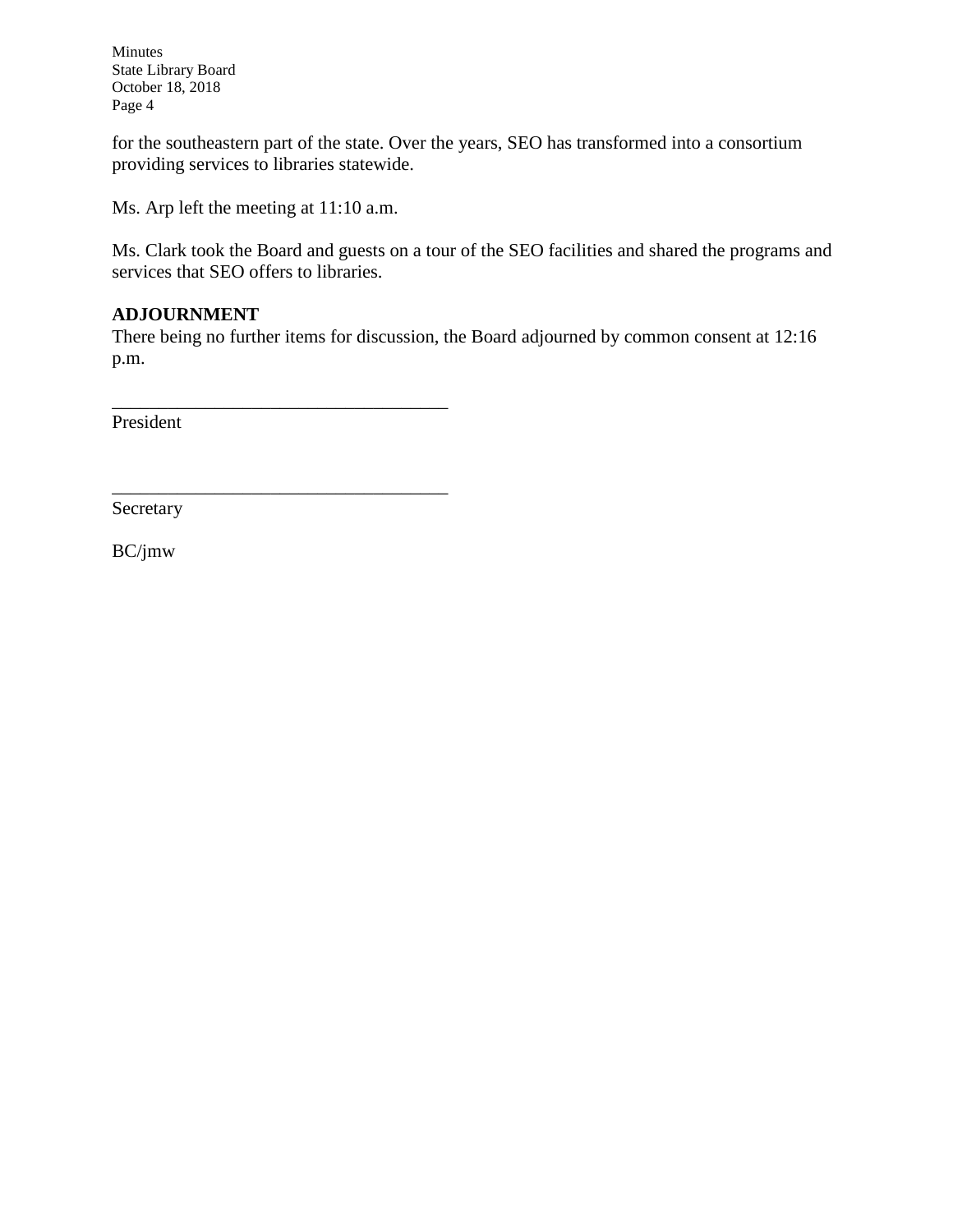for the southeastern part of the state. Over the years, SEO has transformed into a consortium providing services to libraries statewide.

Ms. Arp left the meeting at 11:10 a.m.

Ms. Clark took the Board and guests on a tour of the SEO facilities and shared the programs and services that SEO offers to libraries.

**ADJOURNMENT**

There being no further items for discussion, the Board adjourned by common consent at 12:16 p.m.

____________________________________
President

____________________________________
Secretary

BC/jmw